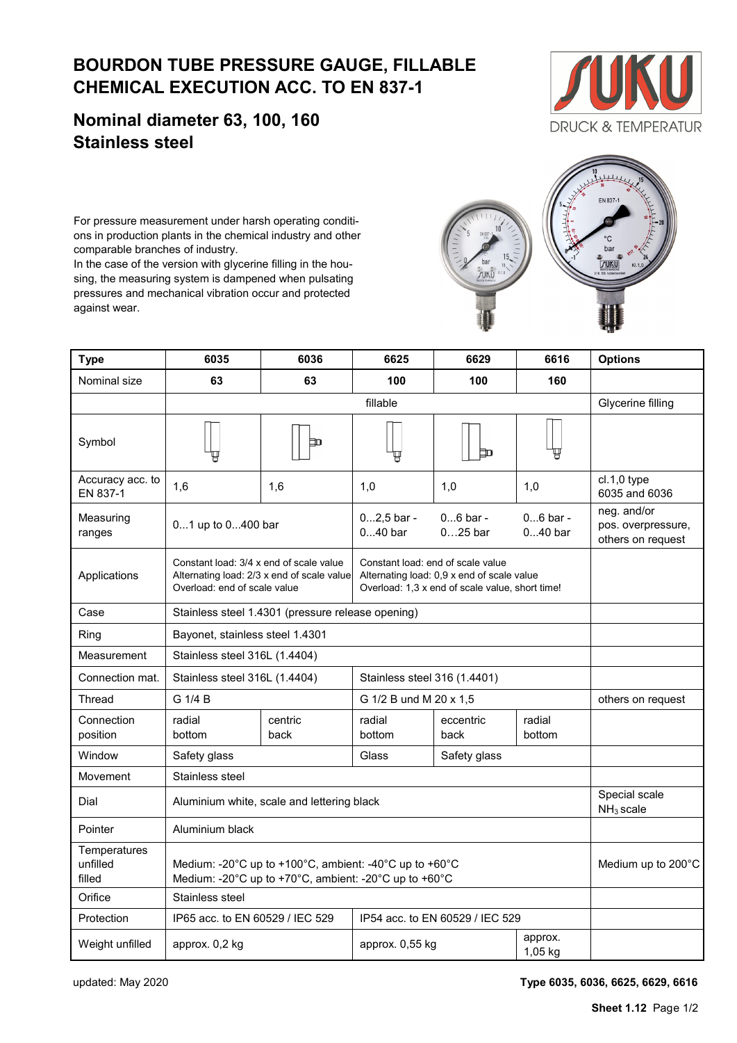# BOURDON TUBE PRESSURE GAUGE, FILLABLE CHEMICAL EXECUTION ACC. TO EN 837-1

## Nominal diameter 63, 100, 160 Stainless steel

For pressure measurement under harsh operating conditions in production plants in the chemical industry and other comparable branches of industry.
In the case of the version with glycerine filling in the housing, the measuring system is dampened when pulsating pressures and mechanical vibration occur and protected against wear.

| Type | 6035 | 6036 | 6625 | 6629 | 6616 | Options |
|---|---|---|---|---|---|---|
| Nominal size | 63 | 63 | 100 | 100 | 160 | |
| | fillable | | | | | Glycerine filling |
| Symbol | | | | | | |
| Accuracy acc. to EN 837-1 | 1,6 | 1,6 | 1,0 | 1,0 | 1,0 | cl.1,0 type 6035 and 6036 |
| Measuring ranges | 0…1 up to 0…400 bar | | 0…2,5 bar - 0…40 bar | 0…6 bar - 0…25 bar | 0…6 bar - 0…40 bar | neg. and/or pos. overpressure, others on request |
| Applications | Constant load: 3/4 x end of scale value<br>Alternating load: 2/3 x end of scale value<br>Overload: end of scale value | | Constant load: end of scale value<br>Alternating load: 0,9 x end of scale value<br>Overload: 1,3 x end of scale value, short time! | | | |
| Case | Stainless steel 1.4301 (pressure release opening) | | | | | |
| Ring | Bayonet, stainless steel 1.4301 | | | | | |
| Measurement | Stainless steel 316L (1.4404) | | | | | |
| Connection mat. | Stainless steel 316L (1.4404) | | Stainless steel 316 (1.4401) | | | |
| Thread | G 1/4 B | | G 1/2 B und M 20 x 1,5 | | | others on request |
| Connection position | radial bottom | centric back | radial bottom | eccentric back | radial bottom | |
| Window | Safety glass | | Glass | Safety glass | | |
| Movement | Stainless steel | | | | | |
| Dial | Aluminium white, scale and lettering black | | | | | Special scale<br>$NH_3$ scale |
| Pointer | Aluminium black | | | | | |
| Temperatures<br>unfilled<br>filled | Medium: -20°C up to +100°C, ambient: -40°C up to +60°C<br>Medium: -20°C up to +70°C, ambient: -20°C up to +60°C | | | | | Medium up to 200°C |
| Orifice | Stainless steel | | | | | |
| Protection | IP65 acc. to EN 60529 / IEC 529 | | IP54 acc. to EN 60529 / IEC 529 | | | |
| Weight unfilled | approx. 0,2 kg | | approx. 0,55 kg | | approx. 1,05 kg | |

updated: May 2020

**Type 6035, 6036, 6625, 6629, 6616**

**Sheet 1.12**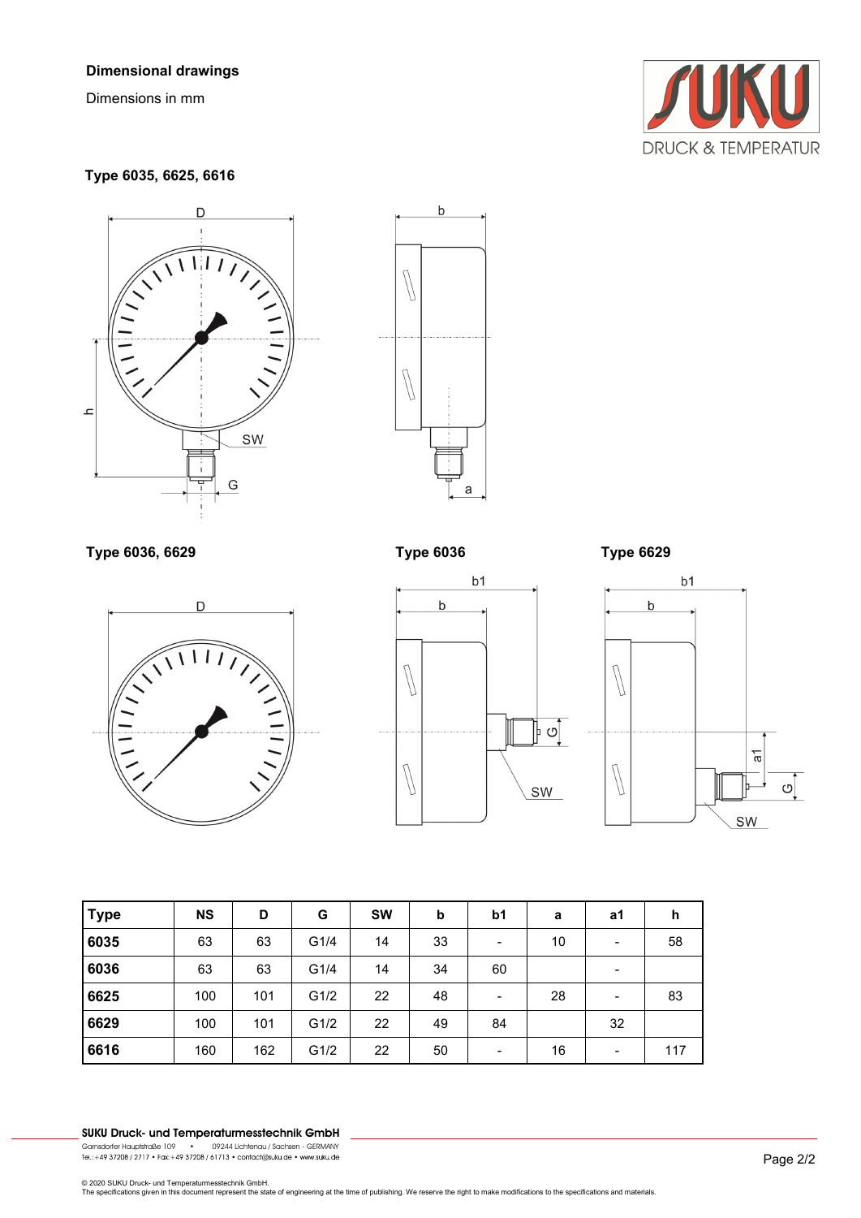**Dimensional drawings**

Dimensions in mm

**Type 6035, 6625, 6616**

D

b

h

SW

G

a

**Type 6036, 6629**

D

**Type 6036**

b1

b

G

SW

**Type 6629**

b1

b

a1

G

SW

| Type | NS | D | G | SW | b | b1 | a | a1 | h |
|---|---|---|---|---|---|---|---|---|---|
| **6035** | 63 | 63 | G1/4 | 14 | 33 | - | 10 | - | 58 |
| **6036** | 63 | 63 | G1/4 | 14 | 34 | 60 | | - | |
| **6625** | 100 | 101 | G1/2 | 22 | 48 | - | 28 | - | 83 |
| **6629** | 100 | 101 | G1/2 | 22 | 49 | 84 | | 32 | |
| **6616** | 160 | 162 | G1/2 | 22 | 50 | - | 16 | - | 117 |

**SUKU Druck- und Temperaturmesstechnik GmbH**
Gornsdorfer Hauptstraße 109 • 09244 Lichtenau / Sachsen - GERMANY
Tel.:+49 37208 / 2717 • Fax:+49 37208 / 61713 • contact@suku.de • www.suku.de

© 2020 SUKU Druck- und Temperaturmesstechnik GmbH.
The specifications given in this document represent the state of engineering at the time of publishing. We reserve the right to make modifications to the specifications and materials.